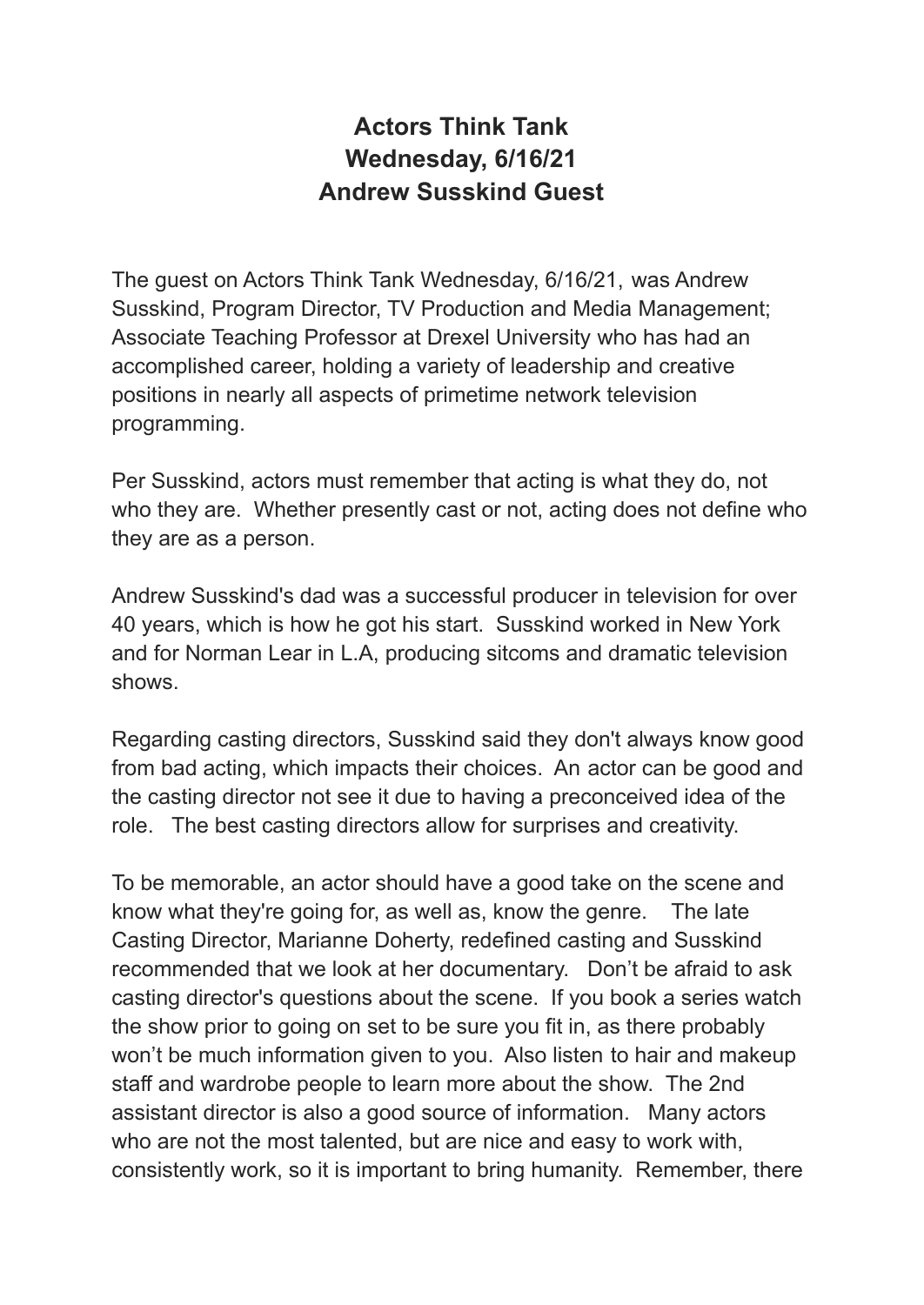# Actors Think Tank
# Wednesday, 6/16/21
# Andrew Susskind Guest

The guest on Actors Think Tank Wednesday, 6/16/21, was Andrew Susskind, Program Director, TV Production and Media Management; Associate Teaching Professor at Drexel University who has had an accomplished career, holding a variety of leadership and creative positions in nearly all aspects of primetime network television programming.

Per Susskind, actors must remember that acting is what they do, not who they are. Whether presently cast or not, acting does not define who they are as a person.

Andrew Susskind's dad was a successful producer in television for over 40 years, which is how he got his start. Susskind worked in New York and for Norman Lear in L.A, producing sitcoms and dramatic television shows.

Regarding casting directors, Susskind said they don't always know good from bad acting, which impacts their choices. An actor can be good and the casting director not see it due to having a preconceived idea of the role. The best casting directors allow for surprises and creativity.

To be memorable, an actor should have a good take on the scene and know what they're going for, as well as, know the genre. The late Casting Director, Marianne Doherty, redefined casting and Susskind recommended that we look at her documentary. Don't be afraid to ask casting director's questions about the scene. If you book a series watch the show prior to going on set to be sure you fit in, as there probably won't be much information given to you. Also listen to hair and makeup staff and wardrobe people to learn more about the show. The 2nd assistant director is also a good source of information. Many actors who are not the most talented, but are nice and easy to work with, consistently work, so it is important to bring humanity. Remember, there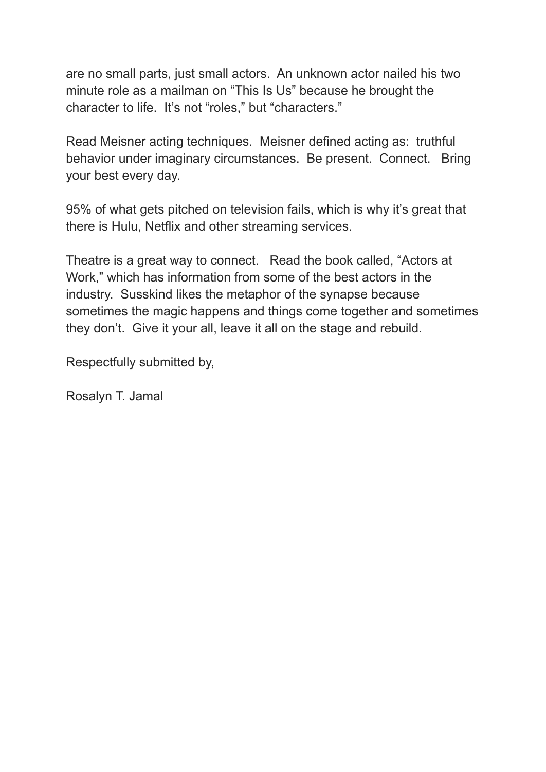are no small parts, just small actors. An unknown actor nailed his two minute role as a mailman on "This Is Us" because he brought the character to life. It's not "roles," but "characters."

Read Meisner acting techniques. Meisner defined acting as: truthful behavior under imaginary circumstances. Be present. Connect. Bring your best every day.

95% of what gets pitched on television fails, which is why it's great that there is Hulu, Netflix and other streaming services.

Theatre is a great way to connect. Read the book called, "Actors at Work," which has information from some of the best actors in the industry. Susskind likes the metaphor of the synapse because sometimes the magic happens and things come together and sometimes they don't. Give it your all, leave it all on the stage and rebuild.

Respectfully submitted by,

Rosalyn T. Jamal